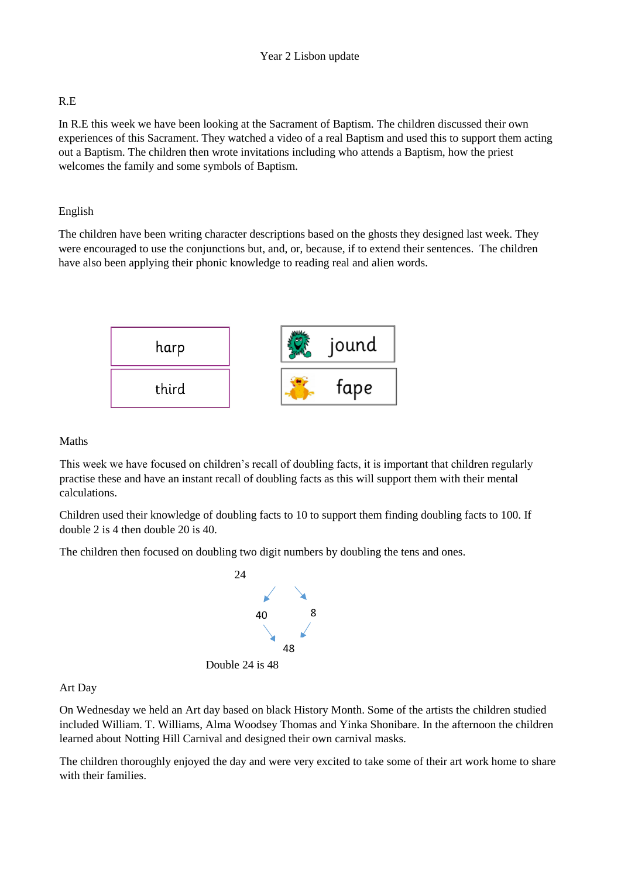# Year 2 Lisbon update

## R.E

In R.E this week we have been looking at the Sacrament of Baptism. The children discussed their own experiences of this Sacrament. They watched a video of a real Baptism and used this to support them acting out a Baptism. The children then wrote invitations including who attends a Baptism, how the priest welcomes the family and some symbols of Baptism.

## English

The children have been writing character descriptions based on the ghosts they designed last week. They were encouraged to use the conjunctions but, and, or, because, if to extend their sentences. The children have also been applying their phonic knowledge to reading real and alien words.

| Real words | Alien words |
|---|---|
| harp | jound |
| third | fape |

## Maths

This week we have focused on children's recall of doubling facts, it is important that children regularly practise these and have an instant recall of doubling facts as this will support them with their mental calculations.

Children used their knowledge of doubling facts to 10 to support them finding doubling facts to 100. If double 2 is 4 then double 20 is 40.

The children then focused on doubling two digit numbers by doubling the tens and ones.

24 → 40 and 8 → 48

Double 24 is 48

## Art Day

On Wednesday we held an Art day based on black History Month. Some of the artists the children studied included William. T. Williams, Alma Woodsey Thomas and Yinka Shonibare. In the afternoon the children learned about Notting Hill Carnival and designed their own carnival masks.

The children thoroughly enjoyed the day and were very excited to take some of their art work home to share with their families.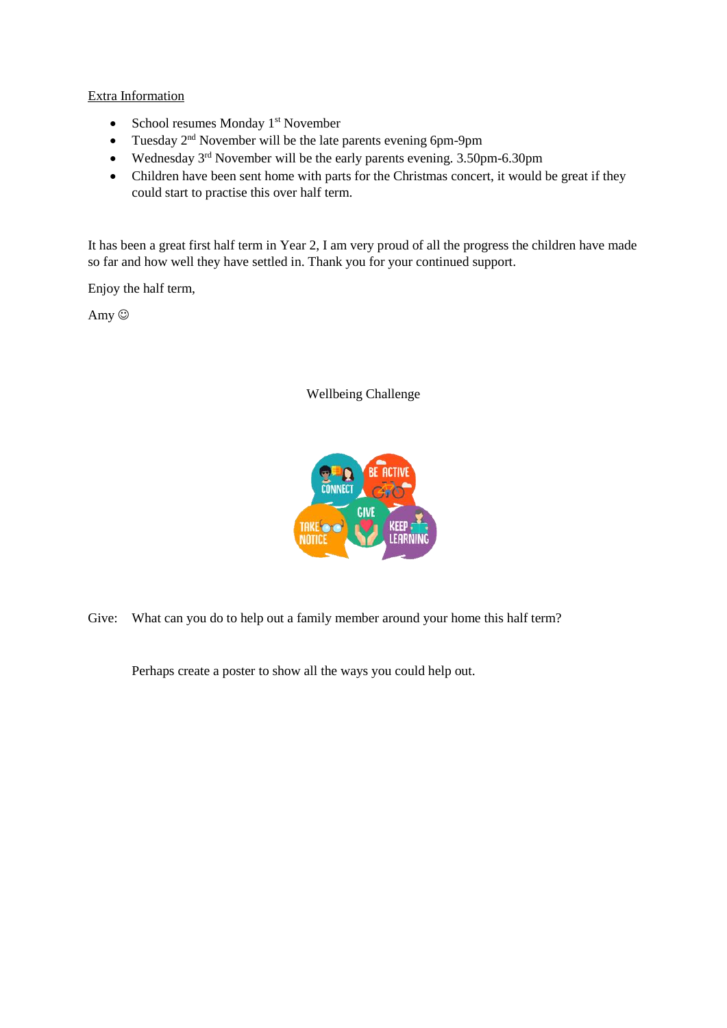<u>Extra Information</u>

- School resumes Monday 1st November
- Tuesday 2nd November will be the late parents evening 6pm-9pm
- Wednesday 3rd November will be the early parents evening. 3.50pm-6.30pm
- Children have been sent home with parts for the Christmas concert, it would be great if they could start to practise this over half term.

It has been a great first half term in Year 2, I am very proud of all the progress the children have made so far and how well they have settled in. Thank you for your continued support.

Enjoy the half term,

Amy ☺

Wellbeing Challenge

CONNECT
BE ACTIVE
GIVE
TAKE NOTICE
KEEP LEARNING

Give: What can you do to help out a family member around your home this half term?

Perhaps create a poster to show all the ways you could help out.